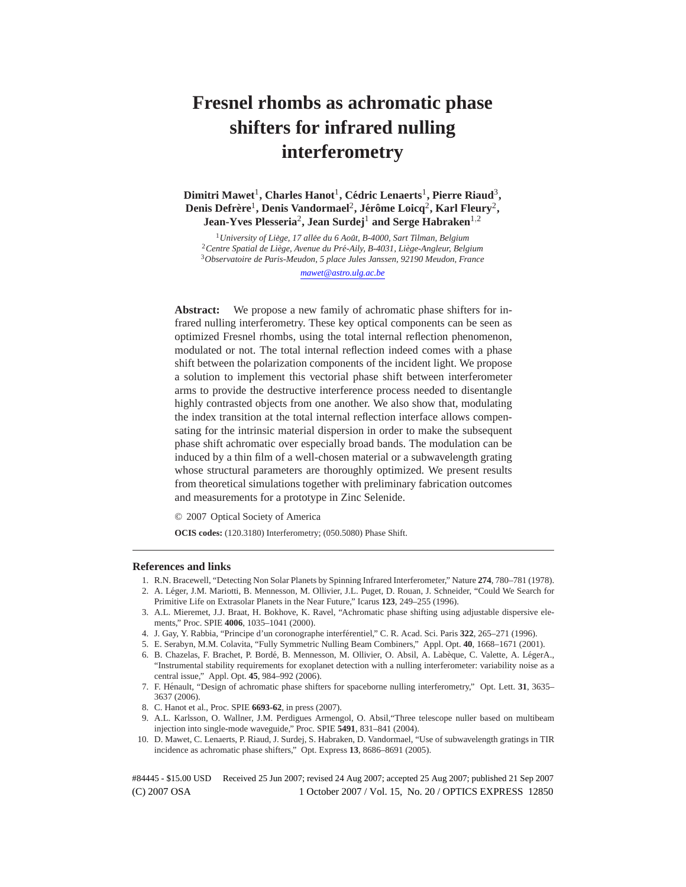# Fresnel rhombs as achromatic phase shifters for infrared nulling interferometry

**Dimitri Mawet[1], Charles Hanot[1], Cédric Lenaerts[1], Pierre Riaud[3], Denis Defrère[1], Denis Vandormael[2], Jérôme Loicq[2], Karl Fleury[2], Jean-Yves Plesseria[2], Jean Surdej[1] and Serge Habraken[1,2]**

[1]*University of Liège, 17 allée du 6 Août, B-4000, Sart Tilman, Belgium*
[2]*Centre Spatial de Liège, Avenue du Pré-Aily, B-4031, Liège-Angleur, Belgium*
[3]*Observatoire de Paris-Meudon, 5 place Jules Janssen, 92190 Meudon, France*

*mawet@astro.ulg.ac.be*

**Abstract:** We propose a new family of achromatic phase shifters for infrared nulling interferometry. These key optical components can be seen as optimized Fresnel rhombs, using the total internal reflection phenomenon, modulated or not. The total internal reflection indeed comes with a phase shift between the polarization components of the incident light. We propose a solution to implement this vectorial phase shift between interferometer arms to provide the destructive interference process needed to disentangle highly contrasted objects from one another. We also show that, modulating the index transition at the total internal reflection interface allows compensating for the intrinsic material dispersion in order to make the subsequent phase shift achromatic over especially broad bands. The modulation can be induced by a thin film of a well-chosen material or a subwavelength grating whose structural parameters are thoroughly optimized. We present results from theoretical simulations together with preliminary fabrication outcomes and measurements for a prototype in Zinc Selenide.

© 2007 Optical Society of America

**OCIS codes:** (120.3180) Interferometry; (050.5080) Phase Shift.

## References and links

1. R.N. Bracewell, "Detecting Non Solar Planets by Spinning Infrared Interferometer," Nature **274**, 780–781 (1978).
2. A. Léger, J.M. Mariotti, B. Mennesson, M. Ollivier, J.L. Puget, D. Rouan, J. Schneider, "Could We Search for Primitive Life on Extrasolar Planets in the Near Future," Icarus **123**, 249–255 (1996).
3. A.L. Mieremet, J.J. Braat, H. Bokhove, K. Ravel, "Achromatic phase shifting using adjustable dispersive elements," Proc. SPIE **4006**, 1035–1041 (2000).
4. J. Gay, Y. Rabbia, "Principe d'un coronographe interférentiel," C. R. Acad. Sci. Paris **322**, 265–271 (1996).
5. E. Serabyn, M.M. Colavita, "Fully Symmetric Nulling Beam Combiners," Appl. Opt. **40**, 1668–1671 (2001).
6. B. Chazelas, F. Brachet, P. Bordé, B. Mennesson, M. Ollivier, O. Absil, A. Labèque, C. Valette, A. LégerA., "Instrumental stability requirements for exoplanet detection with a nulling interferometer: variability noise as a central issue," Appl. Opt. **45**, 984–992 (2006).
7. F. Hénault, "Design of achromatic phase shifters for spaceborne nulling interferometry," Opt. Lett. **31**, 3635–3637 (2006).
8. C. Hanot et al., Proc. SPIE **6693-62**, in press (2007).
9. A.L. Karlsson, O. Wallner, J.M. Perdigues Armengol, O. Absil,"Three telescope nuller based on multibeam injection into single-mode waveguide," Proc. SPIE **5491**, 831–841 (2004).
10. D. Mawet, C. Lenaerts, P. Riaud, J. Surdej, S. Habraken, D. Vandormael, "Use of subwavelength gratings in TIR incidence as achromatic phase shifters," Opt. Express **13**, 8686–8691 (2005).

#84445 - $15.00 USD Received 25 Jun 2007; revised 24 Aug 2007; accepted 25 Aug 2007; published 21 Sep 2007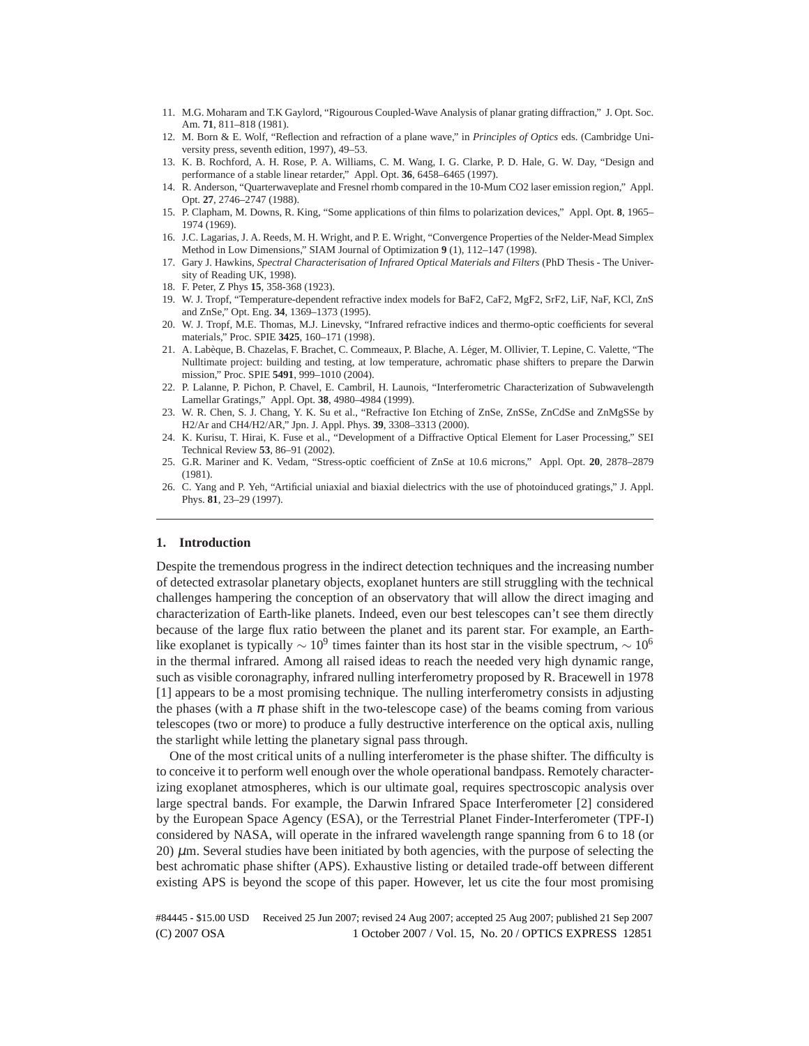11. M.G. Moharam and T.K Gaylord, "Rigourous Coupled-Wave Analysis of planar grating diffraction," J. Opt. Soc. Am. **71**, 811–818 (1981).
12. M. Born & E. Wolf, "Reflection and refraction of a plane wave," in *Principles of Optics* eds. (Cambridge University press, seventh edition, 1997), 49–53.
13. K. B. Rochford, A. H. Rose, P. A. Williams, C. M. Wang, I. G. Clarke, P. D. Hale, G. W. Day, "Design and performance of a stable linear retarder," Appl. Opt. **36**, 6458–6465 (1997).
14. R. Anderson, "Quarterwaveplate and Fresnel rhomb compared in the 10-Mum CO2 laser emission region," Appl. Opt. **27**, 2746–2747 (1988).
15. P. Clapham, M. Downs, R. King, "Some applications of thin films to polarization devices," Appl. Opt. **8**, 1965–1974 (1969).
16. J.C. Lagarias, J. A. Reeds, M. H. Wright, and P. E. Wright, "Convergence Properties of the Nelder-Mead Simplex Method in Low Dimensions," SIAM Journal of Optimization **9** (1), 112–147 (1998).
17. Gary J. Hawkins, *Spectral Characterisation of Infrared Optical Materials and Filters* (PhD Thesis - The University of Reading UK, 1998).
18. F. Peter, Z Phys **15**, 358-368 (1923).
19. W. J. Tropf, "Temperature-dependent refractive index models for BaF2, CaF2, MgF2, SrF2, LiF, NaF, KCl, ZnS and ZnSe," Opt. Eng. **34**, 1369–1373 (1995).
20. W. J. Tropf, M.E. Thomas, M.J. Linevsky, "Infrared refractive indices and thermo-optic coefficients for several materials," Proc. SPIE **3425**, 160–171 (1998).
21. A. Labèque, B. Chazelas, F. Brachet, C. Commeaux, P. Blache, A. Léger, M. Ollivier, T. Lepine, C. Valette, "The Nulltimate project: building and testing, at low temperature, achromatic phase shifters to prepare the Darwin mission," Proc. SPIE **5491**, 999–1010 (2004).
22. P. Lalanne, P. Pichon, P. Chavel, E. Cambril, H. Launois, "Interferometric Characterization of Subwavelength Lamellar Gratings," Appl. Opt. **38**, 4980–4984 (1999).
23. W. R. Chen, S. J. Chang, Y. K. Su et al., "Refractive Ion Etching of ZnSe, ZnSSe, ZnCdSe and ZnMgSSe by H2/Ar and CH4/H2/AR," Jpn. J. Appl. Phys. **39**, 3308–3313 (2000).
24. K. Kurisu, T. Hirai, K. Fuse et al., "Development of a Diffractive Optical Element for Laser Processing," SEI Technical Review **53**, 86–91 (2002).
25. G.R. Mariner and K. Vedam, "Stress-optic coefficient of ZnSe at 10.6 microns," Appl. Opt. **20**, 2878–2879 (1981).
26. C. Yang and P. Yeh, "Artificial uniaxial and biaxial dielectrics with the use of photoinduced gratings," J. Appl. Phys. **81**, 23–29 (1997).

---

## 1. Introduction

Despite the tremendous progress in the indirect detection techniques and the increasing number of detected extrasolar planetary objects, exoplanet hunters are still struggling with the technical challenges hampering the conception of an observatory that will allow the direct imaging and characterization of Earth-like planets. Indeed, even our best telescopes can't see them directly because of the large flux ratio between the planet and its parent star. For example, an Earth-like exoplanet is typically $\sim 10^9$ times fainter than its host star in the visible spectrum, $\sim 10^6$ in the thermal infrared. Among all raised ideas to reach the needed very high dynamic range, such as visible coronagraphy, infrared nulling interferometry proposed by R. Bracewell in 1978 [1] appears to be a most promising technique. The nulling interferometry consists in adjusting the phases (with a $\pi$ phase shift in the two-telescope case) of the beams coming from various telescopes (two or more) to produce a fully destructive interference on the optical axis, nulling the starlight while letting the planetary signal pass through.

One of the most critical units of a nulling interferometer is the phase shifter. The difficulty is to conceive it to perform well enough over the whole operational bandpass. Remotely characterizing exoplanet atmospheres, which is our ultimate goal, requires spectroscopic analysis over large spectral bands. For example, the Darwin Infrared Space Interferometer [2] considered by the European Space Agency (ESA), or the Terrestrial Planet Finder-Interferometer (TPF-I) considered by NASA, will operate in the infrared wavelength range spanning from 6 to 18 (or 20) $\mu$m. Several studies have been initiated by both agencies, with the purpose of selecting the best achromatic phase shifter (APS). Exhaustive listing or detailed trade-off between different existing APS is beyond the scope of this paper. However, let us cite the four most promising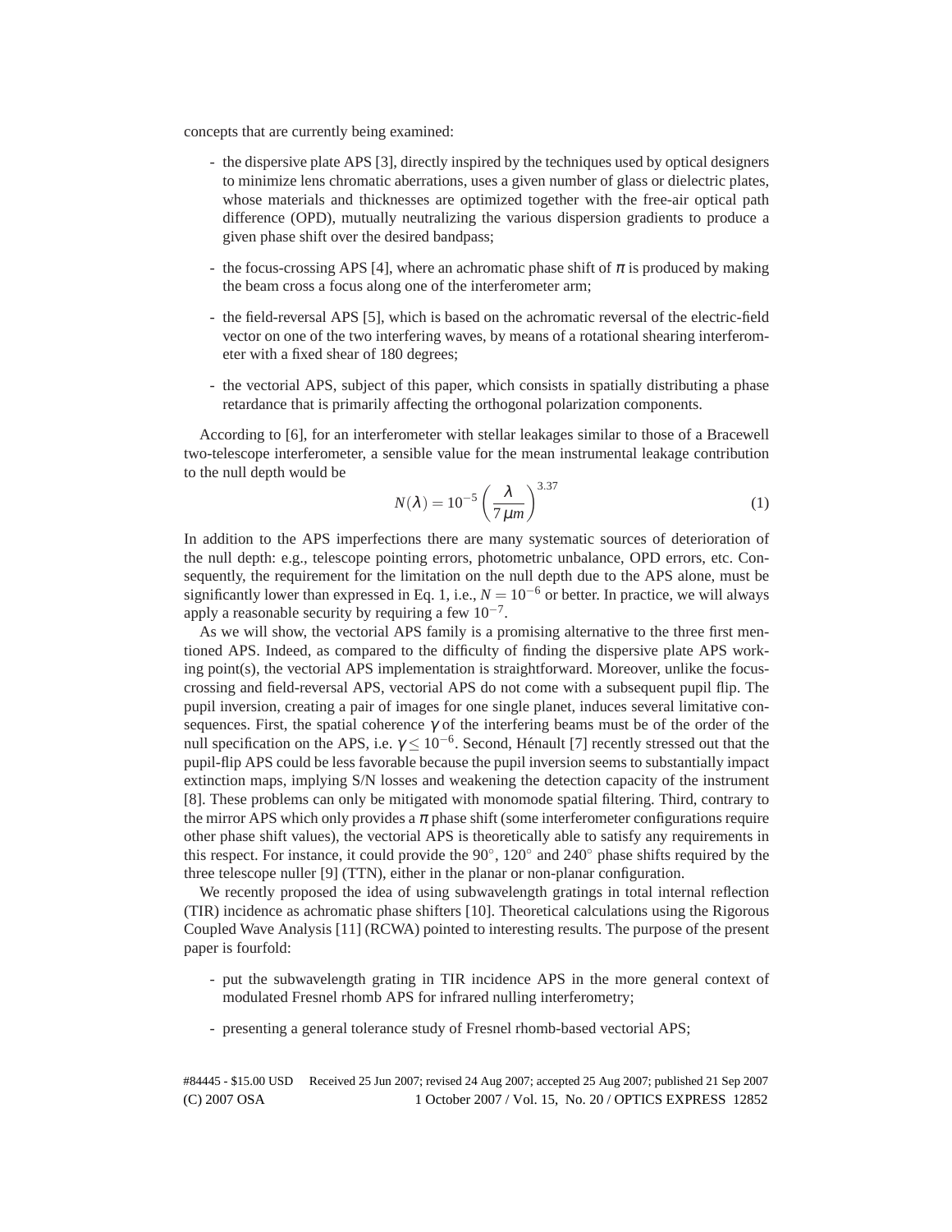concepts that are currently being examined:

- the dispersive plate APS [3], directly inspired by the techniques used by optical designers to minimize lens chromatic aberrations, uses a given number of glass or dielectric plates, whose materials and thicknesses are optimized together with the free-air optical path difference (OPD), mutually neutralizing the various dispersion gradients to produce a given phase shift over the desired bandpass;
- the focus-crossing APS [4], where an achromatic phase shift of $\pi$ is produced by making the beam cross a focus along one of the interferometer arm;
- the field-reversal APS [5], which is based on the achromatic reversal of the electric-field vector on one of the two interfering waves, by means of a rotational shearing interferometer with a fixed shear of 180 degrees;
- the vectorial APS, subject of this paper, which consists in spatially distributing a phase retardance that is primarily affecting the orthogonal polarization components.

According to [6], for an interferometer with stellar leakages similar to those of a Bracewell two-telescope interferometer, a sensible value for the mean instrumental leakage contribution to the null depth would be

$$N(\lambda) = 10^{-5}\left(\frac{\lambda}{7\,\mu m}\right)^{3.37} \tag{1}$$

In addition to the APS imperfections there are many systematic sources of deterioration of the null depth: e.g., telescope pointing errors, photometric unbalance, OPD errors, etc. Consequently, the requirement for the limitation on the null depth due to the APS alone, must be significantly lower than expressed in Eq. 1, i.e., $N = 10^{-6}$ or better. In practice, we will always apply a reasonable security by requiring a few $10^{-7}$.

As we will show, the vectorial APS family is a promising alternative to the three first mentioned APS. Indeed, as compared to the difficulty of finding the dispersive plate APS working point(s), the vectorial APS implementation is straightforward. Moreover, unlike the focus-crossing and field-reversal APS, vectorial APS do not come with a subsequent pupil flip. The pupil inversion, creating a pair of images for one single planet, induces several limitative consequences. First, the spatial coherence $\gamma$ of the interfering beams must be of the order of the null specification on the APS, i.e. $\gamma \leq 10^{-6}$. Second, Hénault [7] recently stressed out that the pupil-flip APS could be less favorable because the pupil inversion seems to substantially impact extinction maps, implying S/N losses and weakening the detection capacity of the instrument [8]. These problems can only be mitigated with monomode spatial filtering. Third, contrary to the mirror APS which only provides a $\pi$ phase shift (some interferometer configurations require other phase shift values), the vectorial APS is theoretically able to satisfy any requirements in this respect. For instance, it could provide the $90^{\circ}$, $120^{\circ}$ and $240^{\circ}$ phase shifts required by the three telescope nuller [9] (TTN), either in the planar or non-planar configuration.

We recently proposed the idea of using subwavelength gratings in total internal reflection (TIR) incidence as achromatic phase shifters [10]. Theoretical calculations using the Rigorous Coupled Wave Analysis [11] (RCWA) pointed to interesting results. The purpose of the present paper is fourfold:

- put the subwavelength grating in TIR incidence APS in the more general context of modulated Fresnel rhomb APS for infrared nulling interferometry;
- presenting a general tolerance study of Fresnel rhomb-based vectorial APS;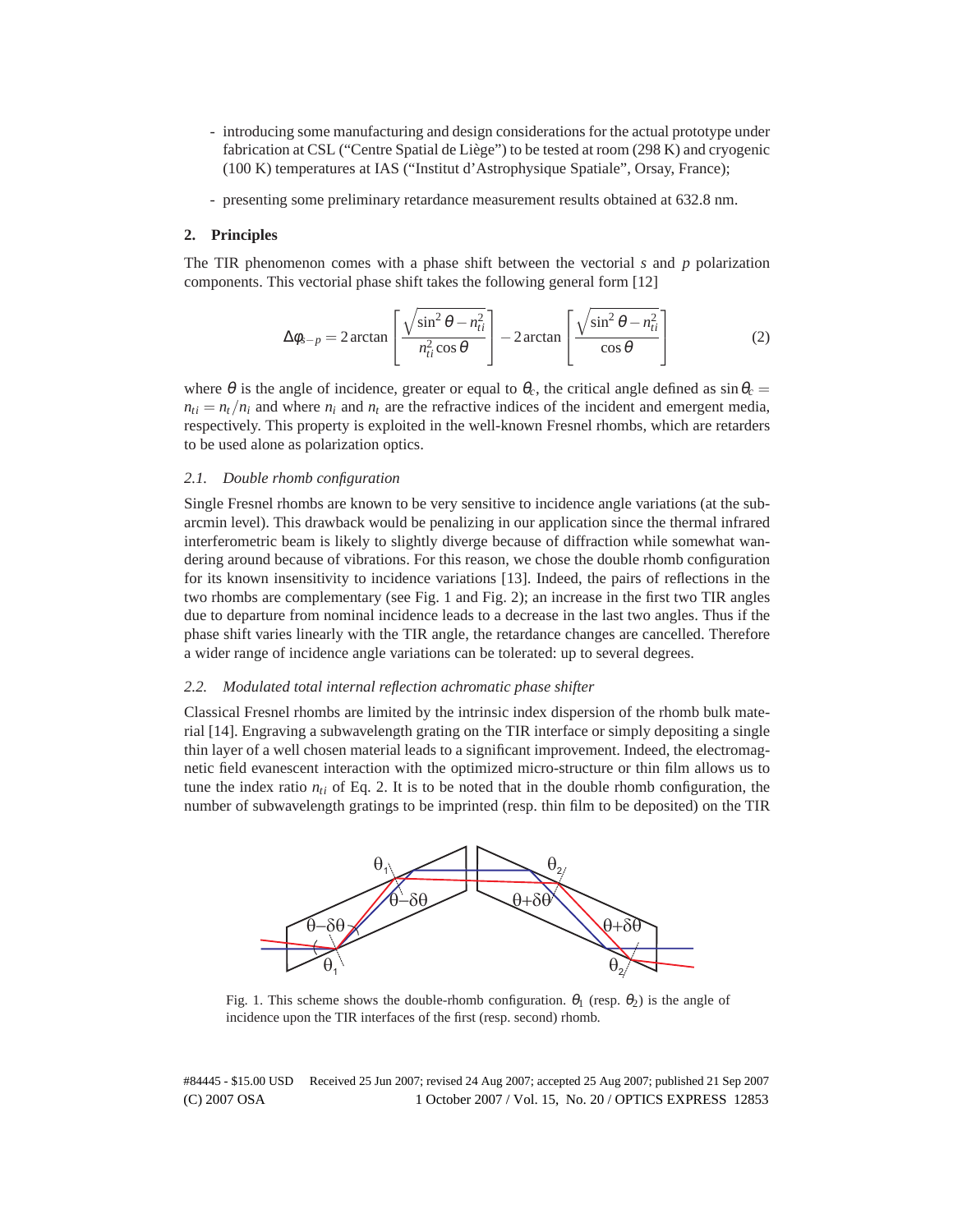- introducing some manufacturing and design considerations for the actual prototype under fabrication at CSL ("Centre Spatial de Liège") to be tested at room (298 K) and cryogenic (100 K) temperatures at IAS ("Institut d'Astrophysique Spatiale", Orsay, France);

- presenting some preliminary retardance measurement results obtained at 632.8 nm.

## 2. Principles

The TIR phenomenon comes with a phase shift between the vectorial $s$ and $p$ polarization components. This vectorial phase shift takes the following general form [12]

$$\Delta\phi_{s-p} = 2\arctan\left[\frac{\sqrt{\sin^2\theta - n_{ti}^2}}{n_{ti}^2\cos\theta}\right] - 2\arctan\left[\frac{\sqrt{\sin^2\theta - n_{ti}^2}}{\cos\theta}\right] \tag{2}$$

where $\theta$ is the angle of incidence, greater or equal to $\theta_c$, the critical angle defined as $\sin\theta_c = n_{ti} = n_t/n_i$ and where $n_i$ and $n_t$ are the refractive indices of the incident and emergent media, respectively. This property is exploited in the well-known Fresnel rhombs, which are retarders to be used alone as polarization optics.

### *2.1. Double rhomb configuration*

Single Fresnel rhombs are known to be very sensitive to incidence angle variations (at the sub-arcmin level). This drawback would be penalizing in our application since the thermal infrared interferometric beam is likely to slightly diverge because of diffraction while somewhat wandering around because of vibrations. For this reason, we chose the double rhomb configuration for its known insensitivity to incidence variations [13]. Indeed, the pairs of reflections in the two rhombs are complementary (see Fig. 1 and Fig. 2); an increase in the first two TIR angles due to departure from nominal incidence leads to a decrease in the last two angles. Thus if the phase shift varies linearly with the TIR angle, the retardance changes are cancelled. Therefore a wider range of incidence angle variations can be tolerated: up to several degrees.

### *2.2. Modulated total internal reflection achromatic phase shifter*

Classical Fresnel rhombs are limited by the intrinsic index dispersion of the rhomb bulk material [14]. Engraving a subwavelength grating on the TIR interface or simply depositing a single thin layer of a well chosen material leads to a significant improvement. Indeed, the electromagnetic field evanescent interaction with the optimized micro-structure or thin film allows us to tune the index ratio $n_{ti}$ of Eq. 2. It is to be noted that in the double rhomb configuration, the number of subwavelength gratings to be imprinted (resp. thin film to be deposited) on the TIR

Fig. 1. This scheme shows the double-rhomb configuration. $\theta_1$ (resp. $\theta_2$) is the angle of incidence upon the TIR interfaces of the first (resp. second) rhomb.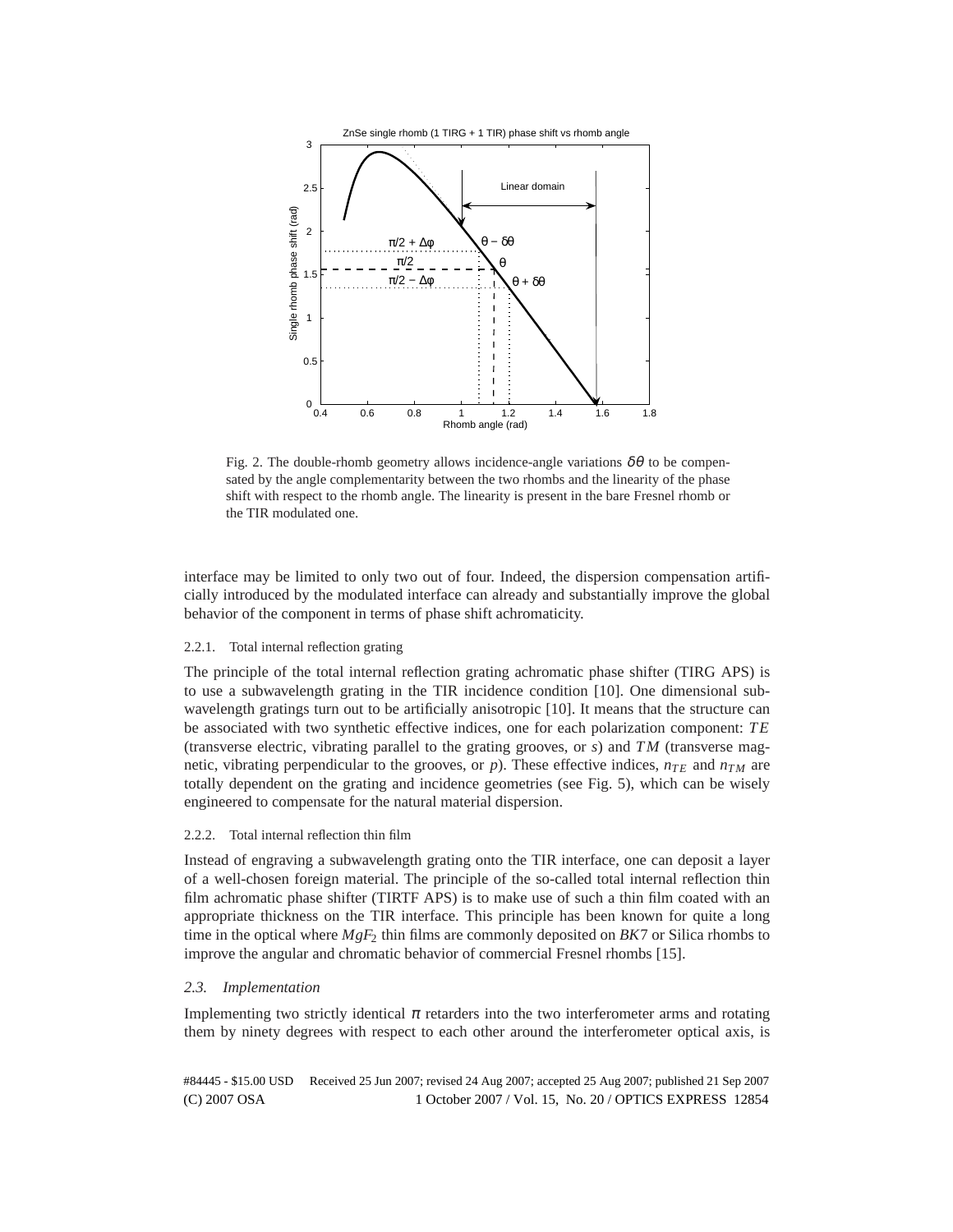Fig. 2. The double-rhomb geometry allows incidence-angle variations $\delta\theta$ to be compensated by the angle complementarity between the two rhombs and the linearity of the phase shift with respect to the rhomb angle. The linearity is present in the bare Fresnel rhomb or the TIR modulated one.

interface may be limited to only two out of four. Indeed, the dispersion compensation artificially introduced by the modulated interface can already and substantially improve the global behavior of the component in terms of phase shift achromaticity.

#### 2.2.1. Total internal reflection grating

The principle of the total internal reflection grating achromatic phase shifter (TIRG APS) is to use a subwavelength grating in the TIR incidence condition [10]. One dimensional subwavelength gratings turn out to be artificially anisotropic [10]. It means that the structure can be associated with two synthetic effective indices, one for each polarization component: $TE$ (transverse electric, vibrating parallel to the grating grooves, or $s$) and $TM$ (transverse magnetic, vibrating perpendicular to the grooves, or $p$). These effective indices, $n_{TE}$ and $n_{TM}$ are totally dependent on the grating and incidence geometries (see Fig. 5), which can be wisely engineered to compensate for the natural material dispersion.

#### 2.2.2. Total internal reflection thin film

Instead of engraving a subwavelength grating onto the TIR interface, one can deposit a layer of a well-chosen foreign material. The principle of the so-called total internal reflection thin film achromatic phase shifter (TIRTF APS) is to make use of such a thin film coated with an appropriate thickness on the TIR interface. This principle has been known for quite a long time in the optical where $MgF_2$ thin films are commonly deposited on $BK7$ or Silica rhombs to improve the angular and chromatic behavior of commercial Fresnel rhombs [15].

### 2.3. Implementation

Implementing two strictly identical $\pi$ retarders into the two interferometer arms and rotating them by ninety degrees with respect to each other around the interferometer optical axis, is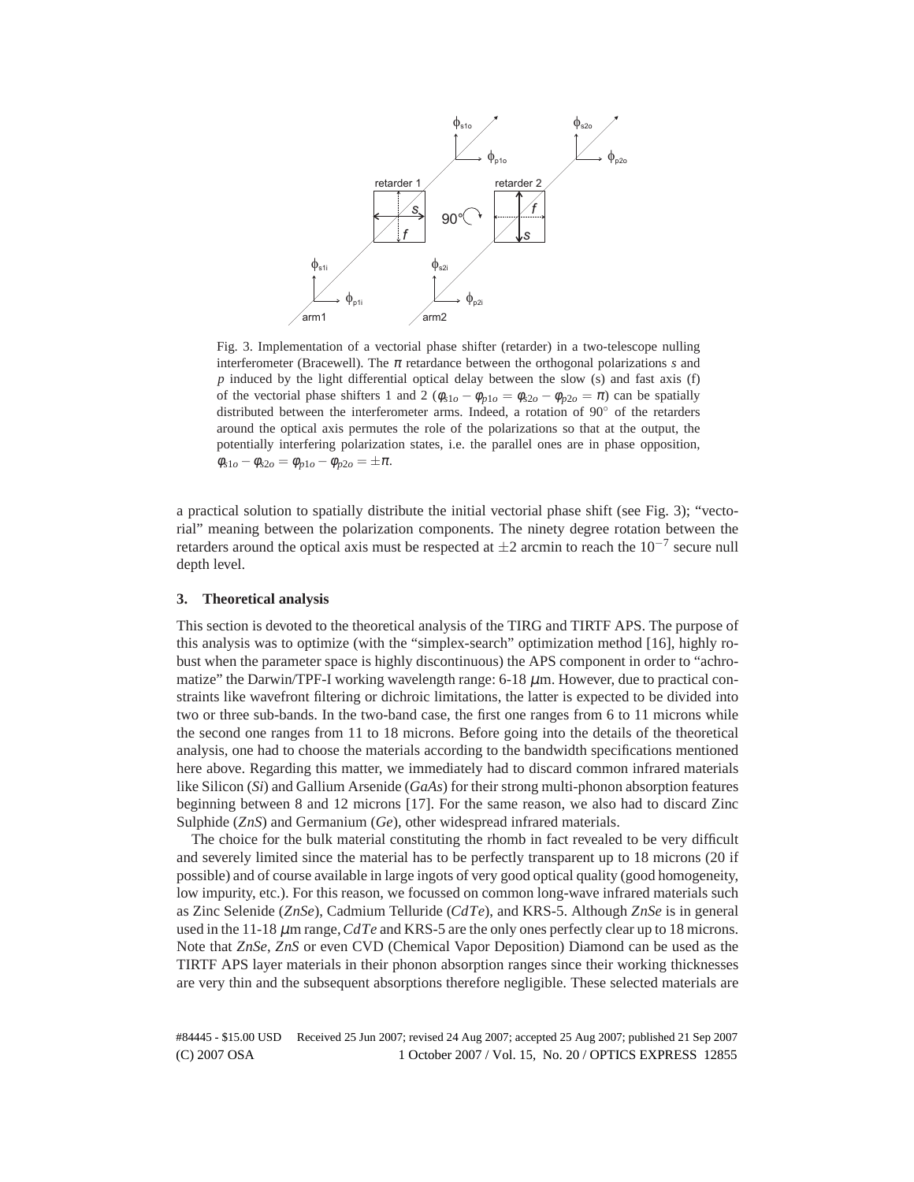Fig. 3. Implementation of a vectorial phase shifter (retarder) in a two-telescope nulling interferometer (Bracewell). The $\pi$ retardance between the orthogonal polarizations $s$ and $p$ induced by the light differential optical delay between the slow (s) and fast axis (f) of the vectorial phase shifters 1 and 2 ($\phi_{s1o} - \phi_{p1o} = \phi_{s2o} - \phi_{p2o} = \pi$) can be spatially distributed between the interferometer arms. Indeed, a rotation of 90° of the retarders around the optical axis permutes the role of the polarizations so that at the output, the potentially interfering polarization states, i.e. the parallel ones are in phase opposition, $\phi_{s1o} - \phi_{s2o} = \phi_{p1o} - \phi_{p2o} = \pm\pi$.

a practical solution to spatially distribute the initial vectorial phase shift (see Fig. 3); "vectorial" meaning between the polarization components. The ninety degree rotation between the retarders around the optical axis must be respected at ±2 arcmin to reach the $10^{-7}$ secure null depth level.

## 3. Theoretical analysis

This section is devoted to the theoretical analysis of the TIRG and TIRTF APS. The purpose of this analysis was to optimize (with the "simplex-search" optimization method [16], highly robust when the parameter space is highly discontinuous) the APS component in order to "achromatize" the Darwin/TPF-I working wavelength range: 6-18 $\mu$m. However, due to practical constraints like wavefront filtering or dichroic limitations, the latter is expected to be divided into two or three sub-bands. In the two-band case, the first one ranges from 6 to 11 microns while the second one ranges from 11 to 18 microns. Before going into the details of the theoretical analysis, one had to choose the materials according to the bandwidth specifications mentioned here above. Regarding this matter, we immediately had to discard common infrared materials like Silicon (*Si*) and Gallium Arsenide (*GaAs*) for their strong multi-phonon absorption features beginning between 8 and 12 microns [17]. For the same reason, we also had to discard Zinc Sulphide (*ZnS*) and Germanium (*Ge*), other widespread infrared materials.

The choice for the bulk material constituting the rhomb in fact revealed to be very difficult and severely limited since the material has to be perfectly transparent up to 18 microns (20 if possible) and of course available in large ingots of very good optical quality (good homogeneity, low impurity, etc.). For this reason, we focussed on common long-wave infrared materials such as Zinc Selenide (*ZnSe*), Cadmium Telluride (*CdTe*), and KRS-5. Although *ZnSe* is in general used in the 11-18 $\mu$m range, *CdTe* and KRS-5 are the only ones perfectly clear up to 18 microns. Note that *ZnSe*, *ZnS* or even CVD (Chemical Vapor Deposition) Diamond can be used as the TIRTF APS layer materials in their phonon absorption ranges since their working thicknesses are very thin and the subsequent absorptions therefore negligible. These selected materials are

#84445 - $15.00 USD Received 25 Jun 2007; revised 24 Aug 2007; accepted 25 Aug 2007; published 21 Sep 2007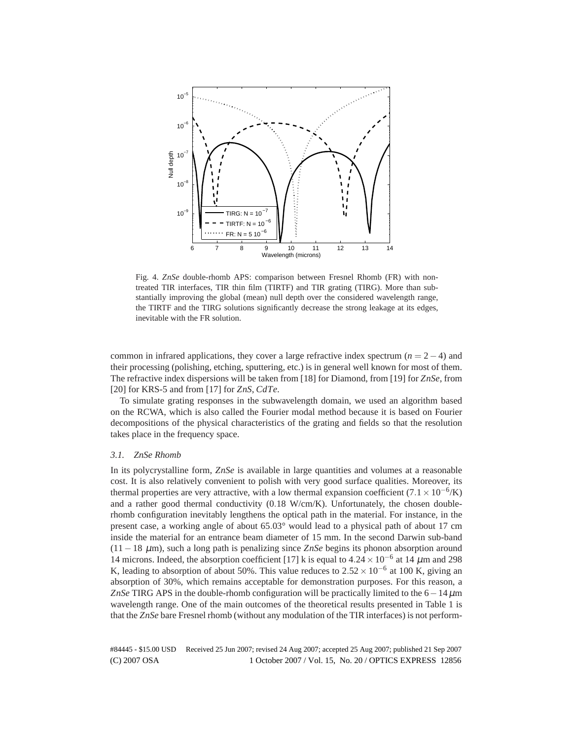Fig. 4. *ZnSe* double-rhomb APS: comparison between Fresnel Rhomb (FR) with non-treated TIR interfaces, TIR thin film (TIRTF) and TIR grating (TIRG). More than substantially improving the global (mean) null depth over the considered wavelength range, the TIRTF and the TIRG solutions significantly decrease the strong leakage at its edges, inevitable with the FR solution.

common in infrared applications, they cover a large refractive index spectrum ($n = 2-4$) and their processing (polishing, etching, sputtering, etc.) is in general well known for most of them. The refractive index dispersions will be taken from [18] for Diamond, from [19] for *ZnSe*, from [20] for KRS-5 and from [17] for *ZnS*, *CdTe*.

To simulate grating responses in the subwavelength domain, we used an algorithm based on the RCWA, which is also called the Fourier modal method because it is based on Fourier decompositions of the physical characteristics of the grating and fields so that the resolution takes place in the frequency space.

### 3.1. ZnSe Rhomb

In its polycrystalline form, *ZnSe* is available in large quantities and volumes at a reasonable cost. It is also relatively convenient to polish with very good surface qualities. Moreover, its thermal properties are very attractive, with a low thermal expansion coefficient ($7.1 \times 10^{-6}$/K) and a rather good thermal conductivity (0.18 W/cm/K). Unfortunately, the chosen double-rhomb configuration inevitably lengthens the optical path in the material. For instance, in the present case, a working angle of about 65.03° would lead to a physical path of about 17 cm inside the material for an entrance beam diameter of 15 mm. In the second Darwin sub-band ($11-18$ $\mu$m), such a long path is penalizing since *ZnSe* begins its phonon absorption around 14 microns. Indeed, the absorption coefficient [17] k is equal to $4.24 \times 10^{-6}$ at 14 $\mu$m and 298 K, leading to absorption of about 50%. This value reduces to $2.52 \times 10^{-6}$ at 100 K, giving an absorption of 30%, which remains acceptable for demonstration purposes. For this reason, a *ZnSe* TIRG APS in the double-rhomb configuration will be practically limited to the $6-14\,\mu$m wavelength range. One of the main outcomes of the theoretical results presented in Table 1 is that the *ZnSe* bare Fresnel rhomb (without any modulation of the TIR interfaces) is not perform-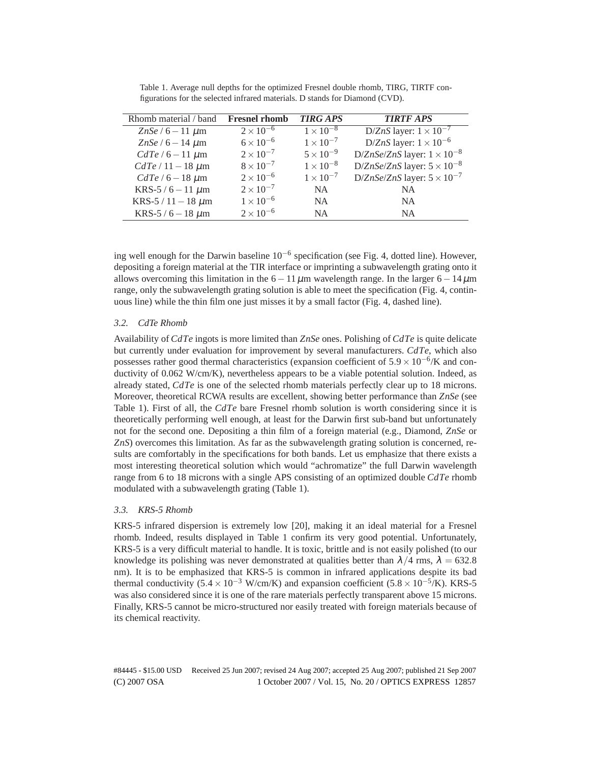Table 1. Average null depths for the optimized Fresnel double rhomb, TIRG, TIRTF configurations for the selected infrared materials. D stands for Diamond (CVD).

| Rhomb material / band | **Fresnel rhomb** | ***TIRG APS*** | ***TIRTF APS*** |
|---|---|---|---|
| *ZnSe* / $6-11$ $\mu$m | $2\times10^{-6}$ | $1\times10^{-8}$ | D/*ZnS* layer: $1\times10^{-7}$ |
| *ZnSe* / $6-14$ $\mu$m | $6\times10^{-6}$ | $1\times10^{-7}$ | D/*ZnS* layer: $1\times10^{-6}$ |
| *CdTe* / $6-11$ $\mu$m | $2\times10^{-7}$ | $5\times10^{-9}$ | D/*ZnSe*/*ZnS* layer: $1\times10^{-8}$ |
| *CdTe* / $11-18$ $\mu$m | $8\times10^{-7}$ | $1\times10^{-8}$ | D/*ZnSe*/*ZnS* layer: $5\times10^{-8}$ |
| *CdTe* / $6-18$ $\mu$m | $2\times10^{-6}$ | $1\times10^{-7}$ | D/*ZnSe*/*ZnS* layer: $5\times10^{-7}$ |
| KRS-5 / $6-11$ $\mu$m | $2\times10^{-7}$ | NA | NA |
| KRS-5 / $11-18$ $\mu$m | $1\times10^{-6}$ | NA | NA |
| KRS-5 / $6-18$ $\mu$m | $2\times10^{-6}$ | NA | NA |

ing well enough for the Darwin baseline $10^{-6}$ specification (see Fig. 4, dotted line). However, depositing a foreign material at the TIR interface or imprinting a subwavelength grating onto it allows overcoming this limitation in the $6-11\,\mu$m wavelength range. In the larger $6-14\,\mu$m range, only the subwavelength grating solution is able to meet the specification (Fig. 4, continuous line) while the thin film one just misses it by a small factor (Fig. 4, dashed line).

### 3.2. *CdTe Rhomb*

Availability of *CdTe* ingots is more limited than *ZnSe* ones. Polishing of *CdTe* is quite delicate but currently under evaluation for improvement by several manufacturers. *CdTe*, which also possesses rather good thermal characteristics (expansion coefficient of $5.9\times10^{-6}$/K and conductivity of 0.062 W/cm/K), nevertheless appears to be a viable potential solution. Indeed, as already stated, *CdTe* is one of the selected rhomb materials perfectly clear up to 18 microns. Moreover, theoretical RCWA results are excellent, showing better performance than *ZnSe* (see Table 1). First of all, the *CdTe* bare Fresnel rhomb solution is worth considering since it is theoretically performing well enough, at least for the Darwin first sub-band but unfortunately not for the second one. Depositing a thin film of a foreign material (e.g., Diamond, *ZnSe* or *ZnS*) overcomes this limitation. As far as the subwavelength grating solution is concerned, results are comfortably in the specifications for both bands. Let us emphasize that there exists a most interesting theoretical solution which would "achromatize" the full Darwin wavelength range from 6 to 18 microns with a single APS consisting of an optimized double *CdTe* rhomb modulated with a subwavelength grating (Table 1).

### 3.3. *KRS-5 Rhomb*

KRS-5 infrared dispersion is extremely low [20], making it an ideal material for a Fresnel rhomb. Indeed, results displayed in Table 1 confirm its very good potential. Unfortunately, KRS-5 is a very difficult material to handle. It is toxic, brittle and is not easily polished (to our knowledge its polishing was never demonstrated at qualities better than $\lambda/4$ rms, $\lambda = 632.8$ nm). It is to be emphasized that KRS-5 is common in infrared applications despite its bad thermal conductivity ($5.4\times10^{-3}$ W/cm/K) and expansion coefficient ($5.8\times10^{-5}$/K). KRS-5 was also considered since it is one of the rare materials perfectly transparent above 15 microns. Finally, KRS-5 cannot be micro-structured nor easily treated with foreign materials because of its chemical reactivity.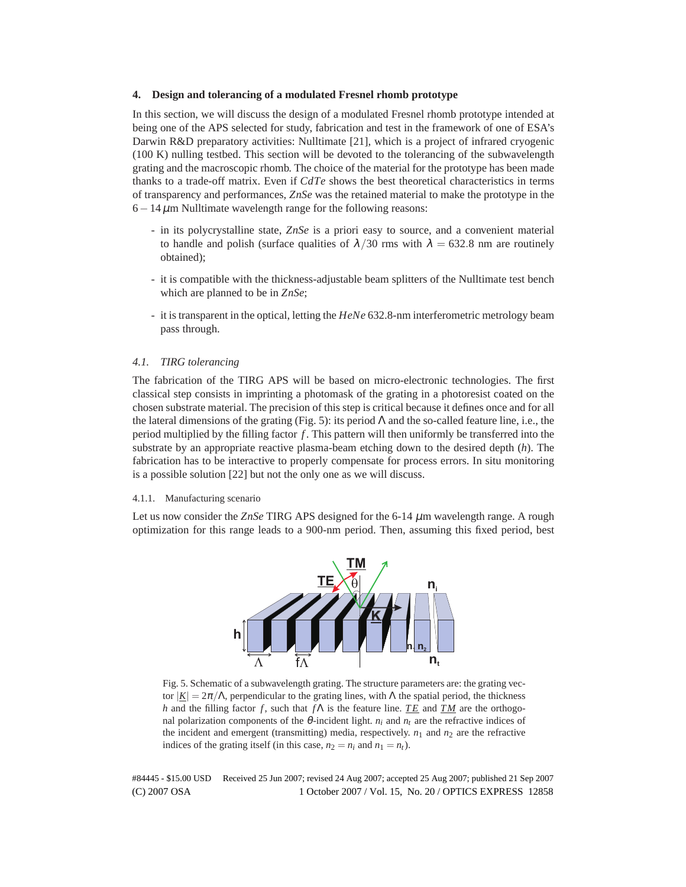## 4. Design and tolerancing of a modulated Fresnel rhomb prototype

In this section, we will discuss the design of a modulated Fresnel rhomb prototype intended at being one of the APS selected for study, fabrication and test in the framework of one of ESA's Darwin R&D preparatory activities: Nulltimate [21], which is a project of infrared cryogenic (100 K) nulling testbed. This section will be devoted to the tolerancing of the subwavelength grating and the macroscopic rhomb. The choice of the material for the prototype has been made thanks to a trade-off matrix. Even if *CdTe* shows the best theoretical characteristics in terms of transparency and performances, *ZnSe* was the retained material to make the prototype in the $6-14\,\mu$m Nulltimate wavelength range for the following reasons:

- in its polycrystalline state, *ZnSe* is a priori easy to source, and a convenient material to handle and polish (surface qualities of $\lambda/30$ rms with $\lambda = 632.8$ nm are routinely obtained);
- it is compatible with the thickness-adjustable beam splitters of the Nulltimate test bench which are planned to be in *ZnSe*;
- it is transparent in the optical, letting the *HeNe* 632.8-nm interferometric metrology beam pass through.

### 4.1. TIRG tolerancing

The fabrication of the TIRG APS will be based on micro-electronic technologies. The first classical step consists in imprinting a photomask of the grating in a photoresist coated on the chosen substrate material. The precision of this step is critical because it defines once and for all the lateral dimensions of the grating (Fig. 5): its period $\Lambda$ and the so-called feature line, i.e., the period multiplied by the filling factor $f$. This pattern will then uniformly be transferred into the substrate by an appropriate reactive plasma-beam etching down to the desired depth ($h$). The fabrication has to be interactive to properly compensate for process errors. In situ monitoring is a possible solution [22] but not the only one as we will discuss.

#### 4.1.1. Manufacturing scenario

Let us now consider the *ZnSe* TIRG APS designed for the 6-14 $\mu$m wavelength range. A rough optimization for this range leads to a 900-nm period. Then, assuming this fixed period, best

Fig. 5. Schematic of a subwavelength grating. The structure parameters are: the grating vector $|\underline{K}| = 2\pi/\Lambda$, perpendicular to the grating lines, with $\Lambda$ the spatial period, the thickness $h$ and the filling factor $f$, such that $f\Lambda$ is the feature line. $\underline{TE}$ and $\underline{TM}$ are the orthogonal polarization components of the $\theta$-incident light. $n_i$ and $n_t$ are the refractive indices of the incident and emergent (transmitting) media, respectively. $n_1$ and $n_2$ are the refractive indices of the grating itself (in this case, $n_2 = n_i$ and $n_1 = n_t$).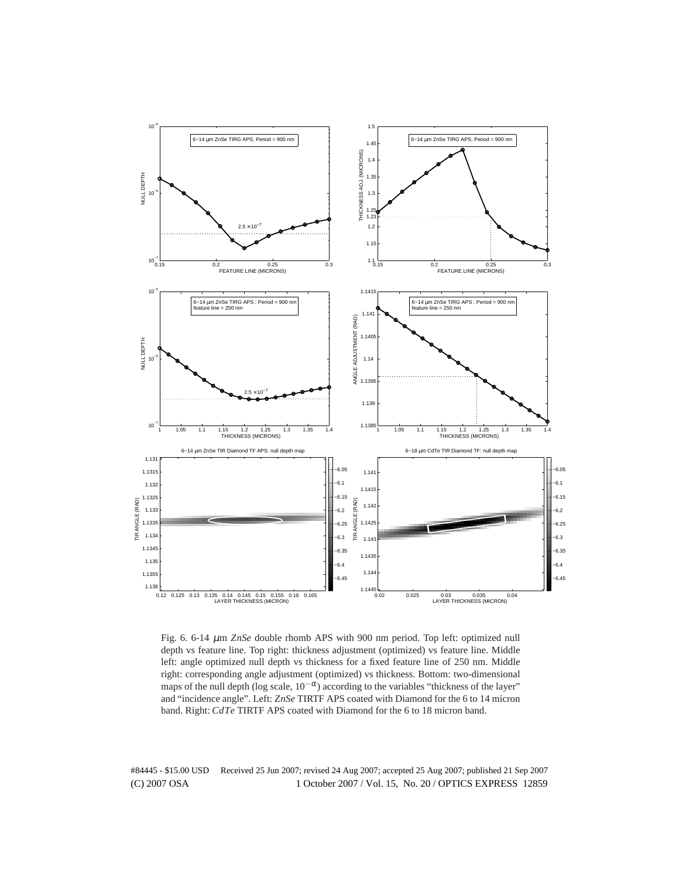Fig. 6. 6-14 $\mu$m *ZnSe* double rhomb APS with 900 nm period. Top left: optimized null depth vs feature line. Top right: thickness adjustment (optimized) vs feature line. Middle left: angle optimized null depth vs thickness for a fixed feature line of 250 nm. Middle right: corresponding angle adjustment (optimized) vs thickness. Bottom: two-dimensional maps of the null depth (log scale, $10^{-\alpha}$) according to the variables "thickness of the layer" and "incidence angle". Left: *ZnSe* TIRTF APS coated with Diamond for the 6 to 14 micron band. Right: *CdTe* TIRTF APS coated with Diamond for the 6 to 18 micron band.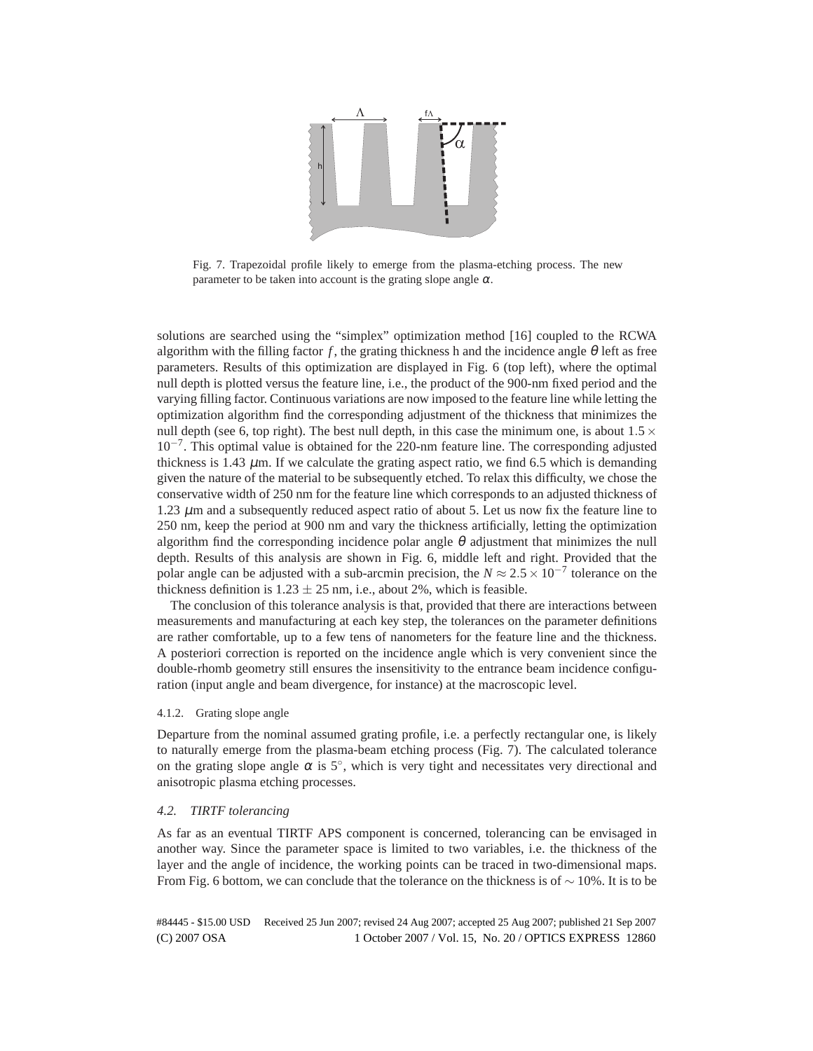Fig. 7. Trapezoidal profile likely to emerge from the plasma-etching process. The new parameter to be taken into account is the grating slope angle $\alpha$.

solutions are searched using the "simplex" optimization method [16] coupled to the RCWA algorithm with the filling factor $f$, the grating thickness h and the incidence angle $\theta$ left as free parameters. Results of this optimization are displayed in Fig. 6 (top left), where the optimal null depth is plotted versus the feature line, i.e., the product of the 900-nm fixed period and the varying filling factor. Continuous variations are now imposed to the feature line while letting the optimization algorithm find the corresponding adjustment of the thickness that minimizes the null depth (see 6, top right). The best null depth, in this case the minimum one, is about $1.5 \times 10^{-7}$. This optimal value is obtained for the 220-nm feature line. The corresponding adjusted thickness is 1.43 $\mu$m. If we calculate the grating aspect ratio, we find 6.5 which is demanding given the nature of the material to be subsequently etched. To relax this difficulty, we chose the conservative width of 250 nm for the feature line which corresponds to an adjusted thickness of 1.23 $\mu$m and a subsequently reduced aspect ratio of about 5. Let us now fix the feature line to 250 nm, keep the period at 900 nm and vary the thickness artificially, letting the optimization algorithm find the corresponding incidence polar angle $\theta$ adjustment that minimizes the null depth. Results of this analysis are shown in Fig. 6, middle left and right. Provided that the polar angle can be adjusted with a sub-arcmin precision, the $N \approx 2.5 \times 10^{-7}$ tolerance on the thickness definition is $1.23 \pm 25$ nm, i.e., about 2%, which is feasible.

The conclusion of this tolerance analysis is that, provided that there are interactions between measurements and manufacturing at each key step, the tolerances on the parameter definitions are rather comfortable, up to a few tens of nanometers for the feature line and the thickness. A posteriori correction is reported on the incidence angle which is very convenient since the double-rhomb geometry still ensures the insensitivity to the entrance beam incidence configuration (input angle and beam divergence, for instance) at the macroscopic level.

#### 4.1.2. Grating slope angle

Departure from the nominal assumed grating profile, i.e. a perfectly rectangular one, is likely to naturally emerge from the plasma-beam etching process (Fig. 7). The calculated tolerance on the grating slope angle $\alpha$ is $5^\circ$, which is very tight and necessitates very directional and anisotropic plasma etching processes.

### 4.2. TIRTF tolerancing

As far as an eventual TIRTF APS component is concerned, tolerancing can be envisaged in another way. Since the parameter space is limited to two variables, i.e. the thickness of the layer and the angle of incidence, the working points can be traced in two-dimensional maps. From Fig. 6 bottom, we can conclude that the tolerance on the thickness is of $\sim 10\%$. It is to be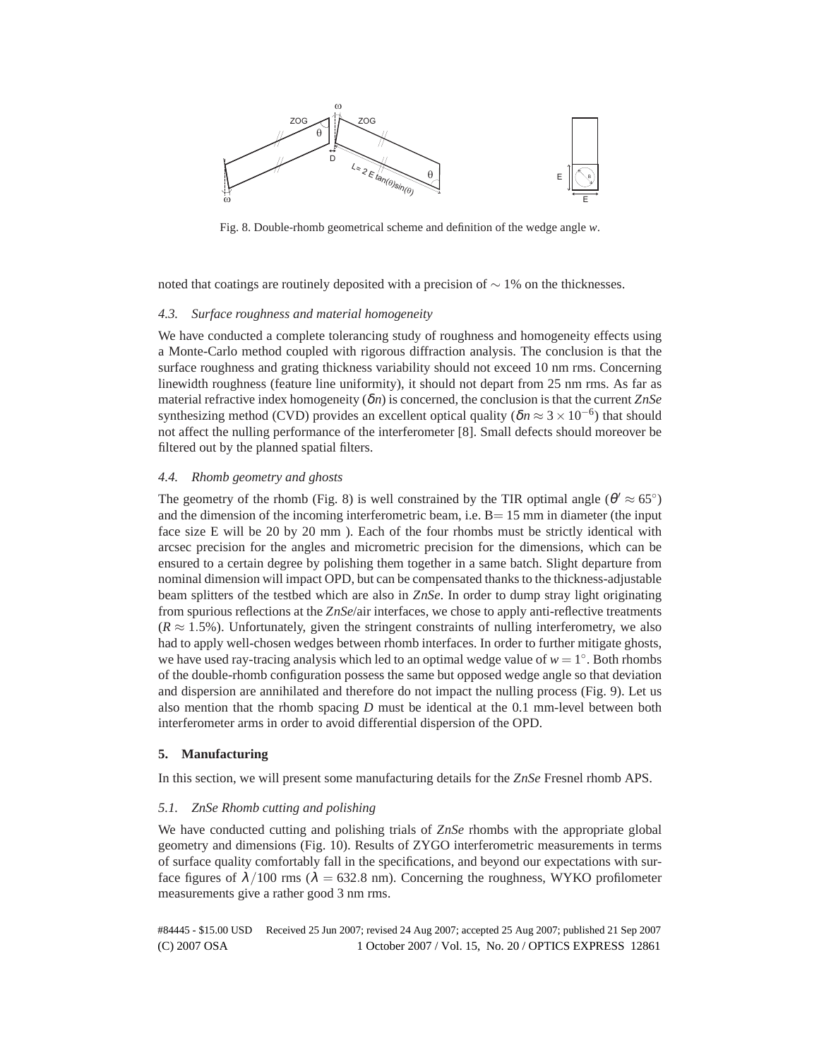Fig. 8. Double-rhomb geometrical scheme and definition of the wedge angle *w*.

noted that coatings are routinely deposited with a precision of $\sim 1\%$ on the thicknesses.

### 4.3. Surface roughness and material homogeneity

We have conducted a complete tolerancing study of roughness and homogeneity effects using a Monte-Carlo method coupled with rigorous diffraction analysis. The conclusion is that the surface roughness and grating thickness variability should not exceed 10 nm rms. Concerning linewidth roughness (feature line uniformity), it should not depart from 25 nm rms. As far as material refractive index homogeneity ($\delta n$) is concerned, the conclusion is that the current *ZnSe* synthesizing method (CVD) provides an excellent optical quality ($\delta n \approx 3 \times 10^{-6}$) that should not affect the nulling performance of the interferometer [8]. Small defects should moreover be filtered out by the planned spatial filters.

### 4.4. Rhomb geometry and ghosts

The geometry of the rhomb (Fig. 8) is well constrained by the TIR optimal angle ($\theta' \approx 65^\circ$) and the dimension of the incoming interferometric beam, i.e. B= 15 mm in diameter (the input face size E will be 20 by 20 mm ). Each of the four rhombs must be strictly identical with arcsec precision for the angles and micrometric precision for the dimensions, which can be ensured to a certain degree by polishing them together in a same batch. Slight departure from nominal dimension will impact OPD, but can be compensated thanks to the thickness-adjustable beam splitters of the testbed which are also in *ZnSe*. In order to dump stray light originating from spurious reflections at the *ZnSe*/air interfaces, we chose to apply anti-reflective treatments ($R \approx 1.5\%$). Unfortunately, given the stringent constraints of nulling interferometry, we also had to apply well-chosen wedges between rhomb interfaces. In order to further mitigate ghosts, we have used ray-tracing analysis which led to an optimal wedge value of $w = 1^\circ$. Both rhombs of the double-rhomb configuration possess the same but opposed wedge angle so that deviation and dispersion are annihilated and therefore do not impact the nulling process (Fig. 9). Let us also mention that the rhomb spacing *D* must be identical at the 0.1 mm-level between both interferometer arms in order to avoid differential dispersion of the OPD.

## 5. Manufacturing

In this section, we will present some manufacturing details for the *ZnSe* Fresnel rhomb APS.

### 5.1. ZnSe Rhomb cutting and polishing

We have conducted cutting and polishing trials of *ZnSe* rhombs with the appropriate global geometry and dimensions (Fig. 10). Results of ZYGO interferometric measurements in terms of surface quality comfortably fall in the specifications, and beyond our expectations with surface figures of $\lambda/100$ rms ($\lambda = 632.8$ nm). Concerning the roughness, WYKO profilometer measurements give a rather good 3 nm rms.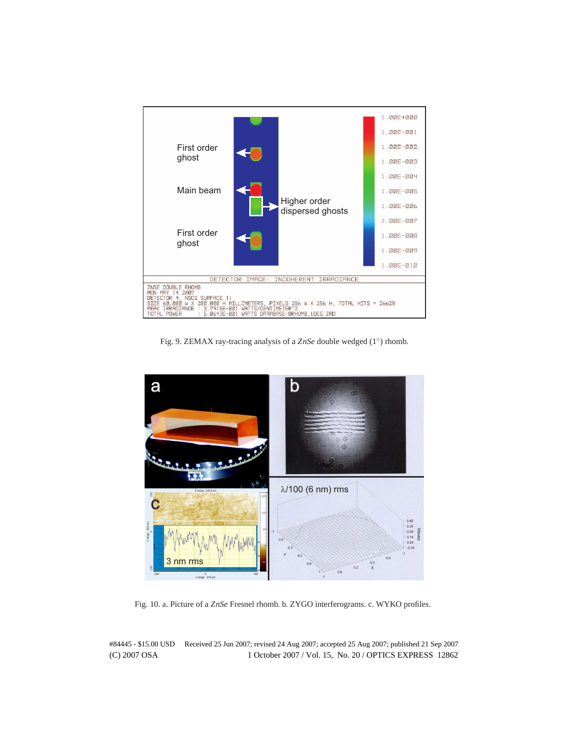Fig. 9. ZEMAX ray-tracing analysis of a *ZnSe* double wedged (1°) rhomb.

Fig. 10. a. Picture of a *ZnSe* Fresnel rhomb. b. ZYGO interferograms. c. WYKO profiles.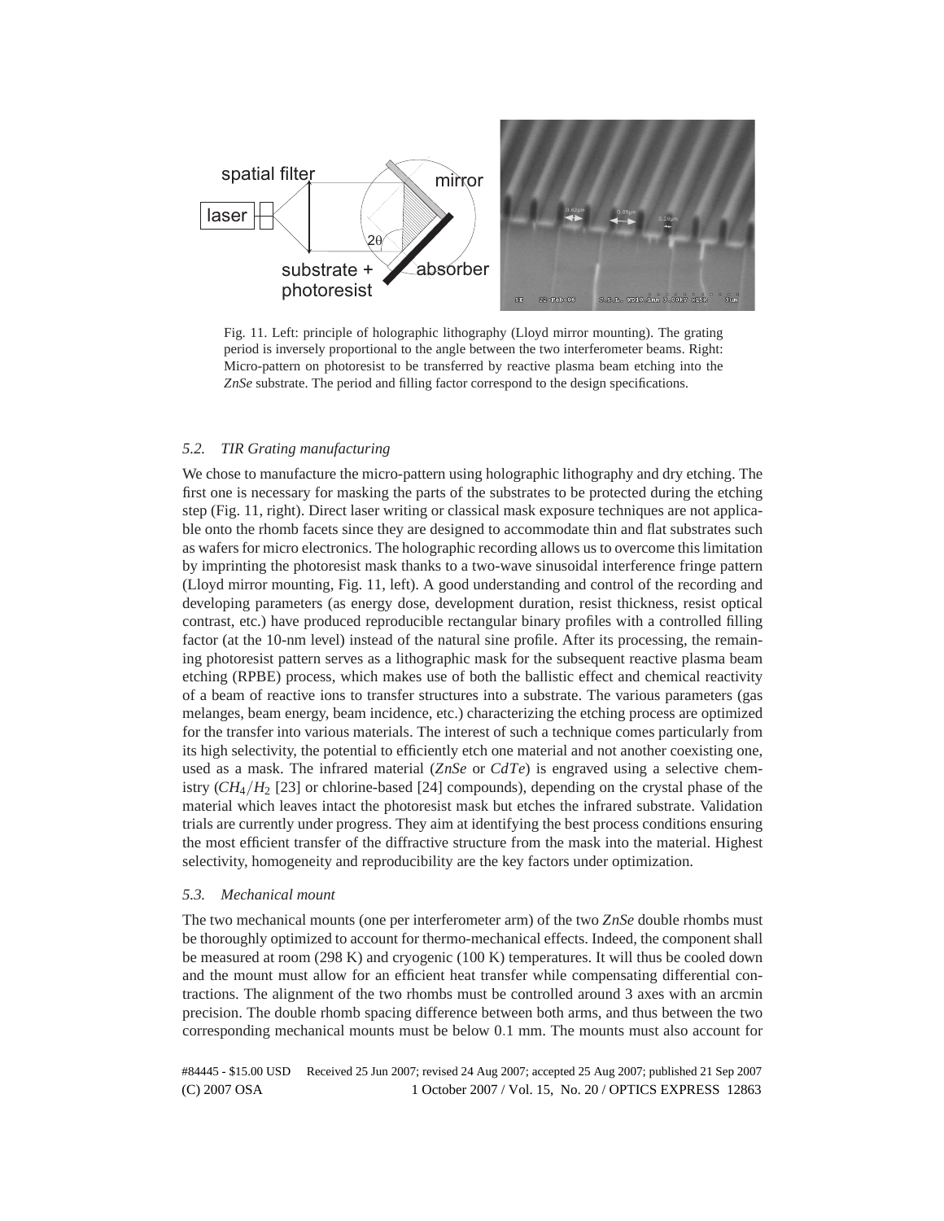Fig. 11. Left: principle of holographic lithography (Lloyd mirror mounting). The grating period is inversely proportional to the angle between the two interferometer beams. Right: Micro-pattern on photoresist to be transferred by reactive plasma beam etching into the *ZnSe* substrate. The period and filling factor correspond to the design specifications.

### 5.2. TIR Grating manufacturing

We chose to manufacture the micro-pattern using holographic lithography and dry etching. The first one is necessary for masking the parts of the substrates to be protected during the etching step (Fig. 11, right). Direct laser writing or classical mask exposure techniques are not applicable onto the rhomb facets since they are designed to accommodate thin and flat substrates such as wafers for micro electronics. The holographic recording allows us to overcome this limitation by imprinting the photoresist mask thanks to a two-wave sinusoidal interference fringe pattern (Lloyd mirror mounting, Fig. 11, left). A good understanding and control of the recording and developing parameters (as energy dose, development duration, resist thickness, resist optical contrast, etc.) have produced reproducible rectangular binary profiles with a controlled filling factor (at the 10-nm level) instead of the natural sine profile. After its processing, the remaining photoresist pattern serves as a lithographic mask for the subsequent reactive plasma beam etching (RPBE) process, which makes use of both the ballistic effect and chemical reactivity of a beam of reactive ions to transfer structures into a substrate. The various parameters (gas melanges, beam energy, beam incidence, etc.) characterizing the etching process are optimized for the transfer into various materials. The interest of such a technique comes particularly from its high selectivity, the potential to efficiently etch one material and not another coexisting one, used as a mask. The infrared material (*ZnSe* or *CdTe*) is engraved using a selective chemistry ($CH_4/H_2$ [23] or chlorine-based [24] compounds), depending on the crystal phase of the material which leaves intact the photoresist mask but etches the infrared substrate. Validation trials are currently under progress. They aim at identifying the best process conditions ensuring the most efficient transfer of the diffractive structure from the mask into the material. Highest selectivity, homogeneity and reproducibility are the key factors under optimization.

### 5.3. Mechanical mount

The two mechanical mounts (one per interferometer arm) of the two *ZnSe* double rhombs must be thoroughly optimized to account for thermo-mechanical effects. Indeed, the component shall be measured at room (298 K) and cryogenic (100 K) temperatures. It will thus be cooled down and the mount must allow for an efficient heat transfer while compensating differential contractions. The alignment of the two rhombs must be controlled around 3 axes with an arcmin precision. The double rhomb spacing difference between both arms, and thus between the two corresponding mechanical mounts must be below 0.1 mm. The mounts must also account for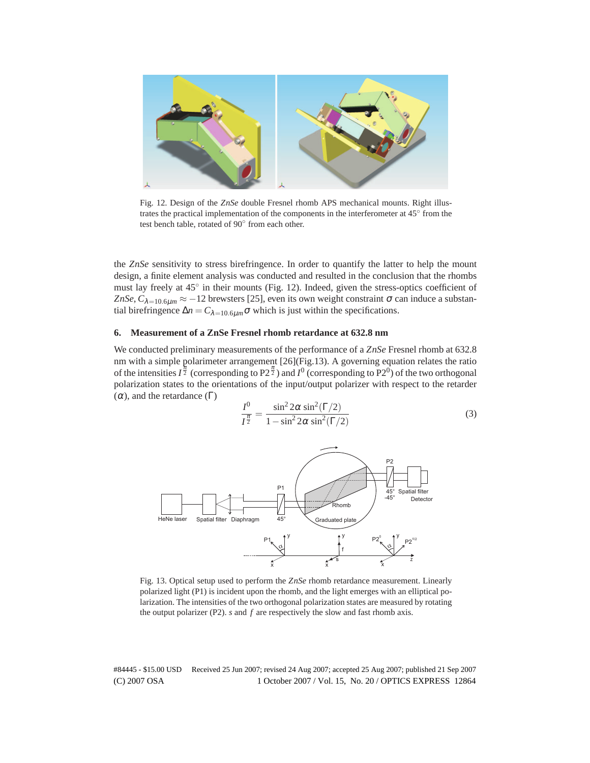Fig. 12. Design of the *ZnSe* double Fresnel rhomb APS mechanical mounts. Right illustrates the practical implementation of the components in the interferometer at 45° from the test bench table, rotated of 90° from each other.

the *ZnSe* sensitivity to stress birefringence. In order to quantify the latter to help the mount design, a finite element analysis was conducted and resulted in the conclusion that the rhombs must lay freely at 45° in their mounts (Fig. 12). Indeed, given the stress-optics coefficient of *ZnSe*, $C_{\lambda=10.6\mu m} \approx -12$ brewsters [25], even its own weight constraint $\sigma$ can induce a substantial birefringence $\Delta n = C_{\lambda=10.6\mu m}\sigma$ which is just within the specifications.

## 6. Measurement of a ZnSe Fresnel rhomb retardance at 632.8 nm

We conducted preliminary measurements of the performance of a *ZnSe* Fresnel rhomb at 632.8 nm with a simple polarimeter arrangement [26](Fig.13). A governing equation relates the ratio of the intensities $I^{\frac{\pi}{2}}$ (corresponding to $P2^{\frac{\pi}{2}}$) and $I^0$ (corresponding to $P2^0$) of the two orthogonal polarization states to the orientations of the input/output polarizer with respect to the retarder ($\alpha$), and the retardance ($\Gamma$)

$$\frac{I^0}{I^{\frac{\pi}{2}}} = \frac{\sin^2 2\alpha \sin^2(\Gamma/2)}{1 - \sin^2 2\alpha \sin^2(\Gamma/2)} \tag{3}$$

Fig. 13. Optical setup used to perform the *ZnSe* rhomb retardance measurement. Linearly polarized light (P1) is incident upon the rhomb, and the light emerges with an elliptical polarization. The intensities of the two orthogonal polarization states are measured by rotating the output polarizer (P2). *s* and *f* are respectively the slow and fast rhomb axis.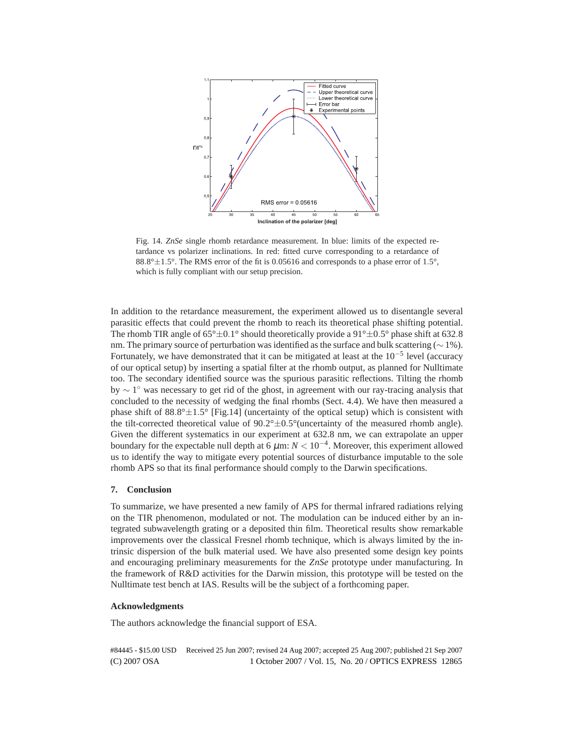Fitted curve
Upper theoretical curve
Lower theoretical curve
Error bar
Experimental points

$I^0/I^{0/2}$

RMS error = 0.05616

Inclination of the polarizer [deg]

Fig. 14. *ZnSe* single rhomb retardance measurement. In blue: limits of the expected retardance vs polarizer inclinations. In red: fitted curve corresponding to a retardance of $88.8° \pm 1.5°$. The RMS error of the fit is 0.05616 and corresponds to a phase error of 1.5°, which is fully compliant with our setup precision.

In addition to the retardance measurement, the experiment allowed us to disentangle several parasitic effects that could prevent the rhomb to reach its theoretical phase shifting potential. The rhomb TIR angle of $65° \pm 0.1°$ should theoretically provide a $91° \pm 0.5°$ phase shift at 632.8 nm. The primary source of perturbation was identified as the surface and bulk scattering ($\sim 1\%$). Fortunately, we have demonstrated that it can be mitigated at least at the $10^{-5}$ level (accuracy of our optical setup) by inserting a spatial filter at the rhomb output, as planned for Nulltimate too. The secondary identified source was the spurious parasitic reflections. Tilting the rhomb by $\sim 1°$ was necessary to get rid of the ghost, in agreement with our ray-tracing analysis that concluded to the necessity of wedging the final rhombs (Sect. 4.4). We have then measured a phase shift of $88.8° \pm 1.5°$ [Fig.14] (uncertainty of the optical setup) which is consistent with the tilt-corrected theoretical value of $90.2° \pm 0.5°$(uncertainty of the measured rhomb angle). Given the different systematics in our experiment at 632.8 nm, we can extrapolate an upper boundary for the expectable null depth at 6 $\mu$m: $N < 10^{-4}$. Moreover, this experiment allowed us to identify the way to mitigate every potential sources of disturbance imputable to the sole rhomb APS so that its final performance should comply to the Darwin specifications.

## 7. Conclusion

To summarize, we have presented a new family of APS for thermal infrared radiations relying on the TIR phenomenon, modulated or not. The modulation can be induced either by an integrated subwavelength grating or a deposited thin film. Theoretical results show remarkable improvements over the classical Fresnel rhomb technique, which is always limited by the intrinsic dispersion of the bulk material used. We have also presented some design key points and encouraging preliminary measurements for the *ZnSe* prototype under manufacturing. In the framework of R&D activities for the Darwin mission, this prototype will be tested on the Nulltimate test bench at IAS. Results will be the subject of a forthcoming paper.

## Acknowledgments

The authors acknowledge the financial support of ESA.